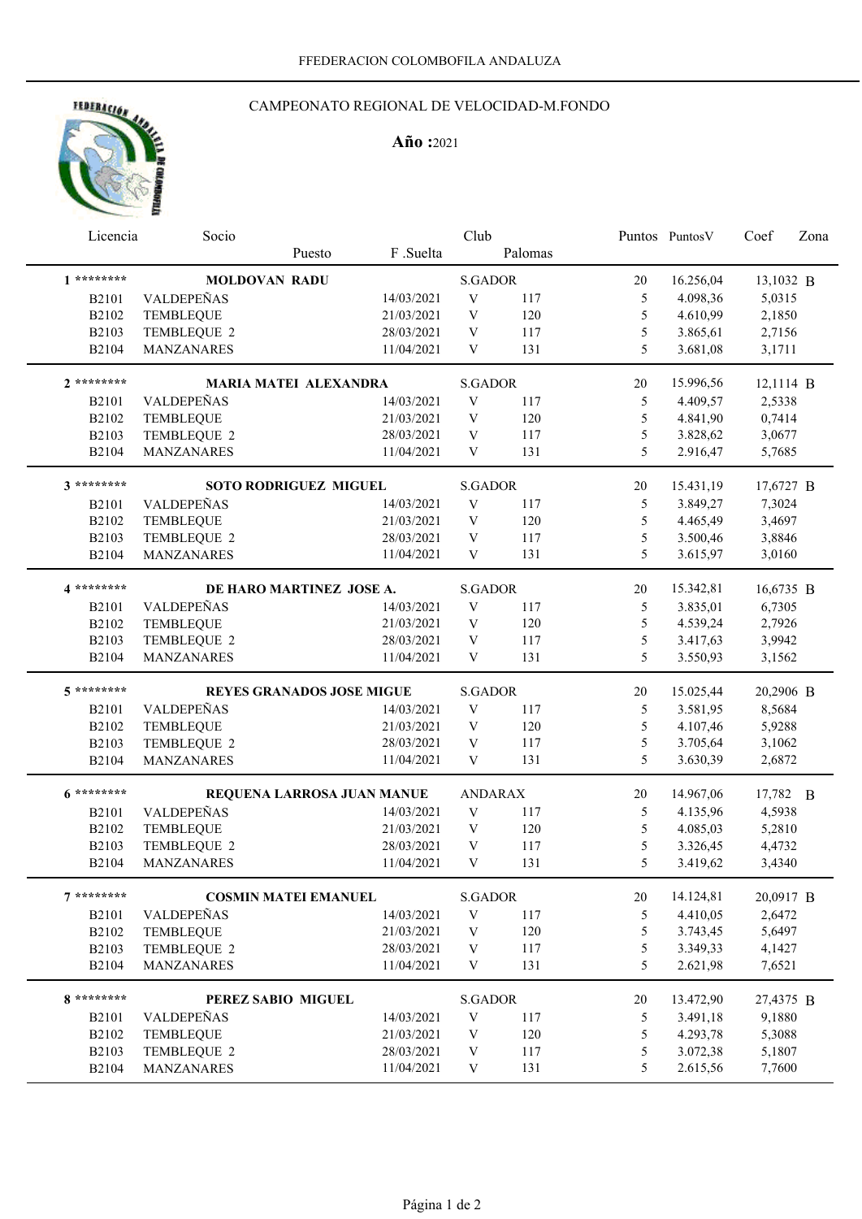FFEDERACION COLOMBOFILA ANDALUZA

# CAMPEONATO REGIONAL DE VELOCIDAD-M.FONDO

**Año :**2021

| Licencia | Socio / Puesto | F .Suelta | Club | Palomas | Puntos | PuntosV | Coef | Zona |
|---|---|---|---|---|---|---|---|---|
| 1 ******** | **MOLDOVAN RADU** | | S.GADOR | | 20 | 16.256,04 | 13,1032 | B |
| B2101 | VALDEPEÑAS | 14/03/2021 | V | 117 | 5 | 4.098,36 | 5,0315 | |
| B2102 | TEMBLEQUE | 21/03/2021 | V | 120 | 5 | 4.610,99 | 2,1850 | |
| B2103 | TEMBLEQUE 2 | 28/03/2021 | V | 117 | 5 | 3.865,61 | 2,7156 | |
| B2104 | MANZANARES | 11/04/2021 | V | 131 | 5 | 3.681,08 | 3,1711 | |
| 2 ******** | **MARIA MATEI ALEXANDRA** | | S.GADOR | | 20 | 15.996,56 | 12,1114 | B |
| B2101 | VALDEPEÑAS | 14/03/2021 | V | 117 | 5 | 4.409,57 | 2,5338 | |
| B2102 | TEMBLEQUE | 21/03/2021 | V | 120 | 5 | 4.841,90 | 0,7414 | |
| B2103 | TEMBLEQUE 2 | 28/03/2021 | V | 117 | 5 | 3.828,62 | 3,0677 | |
| B2104 | MANZANARES | 11/04/2021 | V | 131 | 5 | 2.916,47 | 5,7685 | |
| 3 ******** | **SOTO RODRIGUEZ MIGUEL** | | S.GADOR | | 20 | 15.431,19 | 17,6727 | B |
| B2101 | VALDEPEÑAS | 14/03/2021 | V | 117 | 5 | 3.849,27 | 7,3024 | |
| B2102 | TEMBLEQUE | 21/03/2021 | V | 120 | 5 | 4.465,49 | 3,4697 | |
| B2103 | TEMBLEQUE 2 | 28/03/2021 | V | 117 | 5 | 3.500,46 | 3,8846 | |
| B2104 | MANZANARES | 11/04/2021 | V | 131 | 5 | 3.615,97 | 3,0160 | |
| 4 ******** | **DE HARO MARTINEZ JOSE A.** | | S.GADOR | | 20 | 15.342,81 | 16,6735 | B |
| B2101 | VALDEPEÑAS | 14/03/2021 | V | 117 | 5 | 3.835,01 | 6,7305 | |
| B2102 | TEMBLEQUE | 21/03/2021 | V | 120 | 5 | 4.539,24 | 2,7926 | |
| B2103 | TEMBLEQUE 2 | 28/03/2021 | V | 117 | 5 | 3.417,63 | 3,9942 | |
| B2104 | MANZANARES | 11/04/2021 | V | 131 | 5 | 3.550,93 | 3,1562 | |
| 5 ******** | **REYES GRANADOS JOSE MIGUE** | | S.GADOR | | 20 | 15.025,44 | 20,2906 | B |
| B2101 | VALDEPEÑAS | 14/03/2021 | V | 117 | 5 | 3.581,95 | 8,5684 | |
| B2102 | TEMBLEQUE | 21/03/2021 | V | 120 | 5 | 4.107,46 | 5,9288 | |
| B2103 | TEMBLEQUE 2 | 28/03/2021 | V | 117 | 5 | 3.705,64 | 3,1062 | |
| B2104 | MANZANARES | 11/04/2021 | V | 131 | 5 | 3.630,39 | 2,6872 | |
| 6 ******** | **REQUENA LARROSA JUAN MANUE** | | ANDARAX | | 20 | 14.967,06 | 17,782 | B |
| B2101 | VALDEPEÑAS | 14/03/2021 | V | 117 | 5 | 4.135,96 | 4,5938 | |
| B2102 | TEMBLEQUE | 21/03/2021 | V | 120 | 5 | 4.085,03 | 5,2810 | |
| B2103 | TEMBLEQUE 2 | 28/03/2021 | V | 117 | 5 | 3.326,45 | 4,4732 | |
| B2104 | MANZANARES | 11/04/2021 | V | 131 | 5 | 3.419,62 | 3,4340 | |
| 7 ******** | **COSMIN MATEI EMANUEL** | | S.GADOR | | 20 | 14.124,81 | 20,0917 | B |
| B2101 | VALDEPEÑAS | 14/03/2021 | V | 117 | 5 | 4.410,05 | 2,6472 | |
| B2102 | TEMBLEQUE | 21/03/2021 | V | 120 | 5 | 3.743,45 | 5,6497 | |
| B2103 | TEMBLEQUE 2 | 28/03/2021 | V | 117 | 5 | 3.349,33 | 4,1427 | |
| B2104 | MANZANARES | 11/04/2021 | V | 131 | 5 | 2.621,98 | 7,6521 | |
| 8 ******** | **PEREZ SABIO MIGUEL** | | S.GADOR | | 20 | 13.472,90 | 27,4375 | B |
| B2101 | VALDEPEÑAS | 14/03/2021 | V | 117 | 5 | 3.491,18 | 9,1880 | |
| B2102 | TEMBLEQUE | 21/03/2021 | V | 120 | 5 | 4.293,78 | 5,3088 | |
| B2103 | TEMBLEQUE 2 | 28/03/2021 | V | 117 | 5 | 3.072,38 | 5,1807 | |
| B2104 | MANZANARES | 11/04/2021 | V | 131 | 5 | 2.615,56 | 7,7600 | |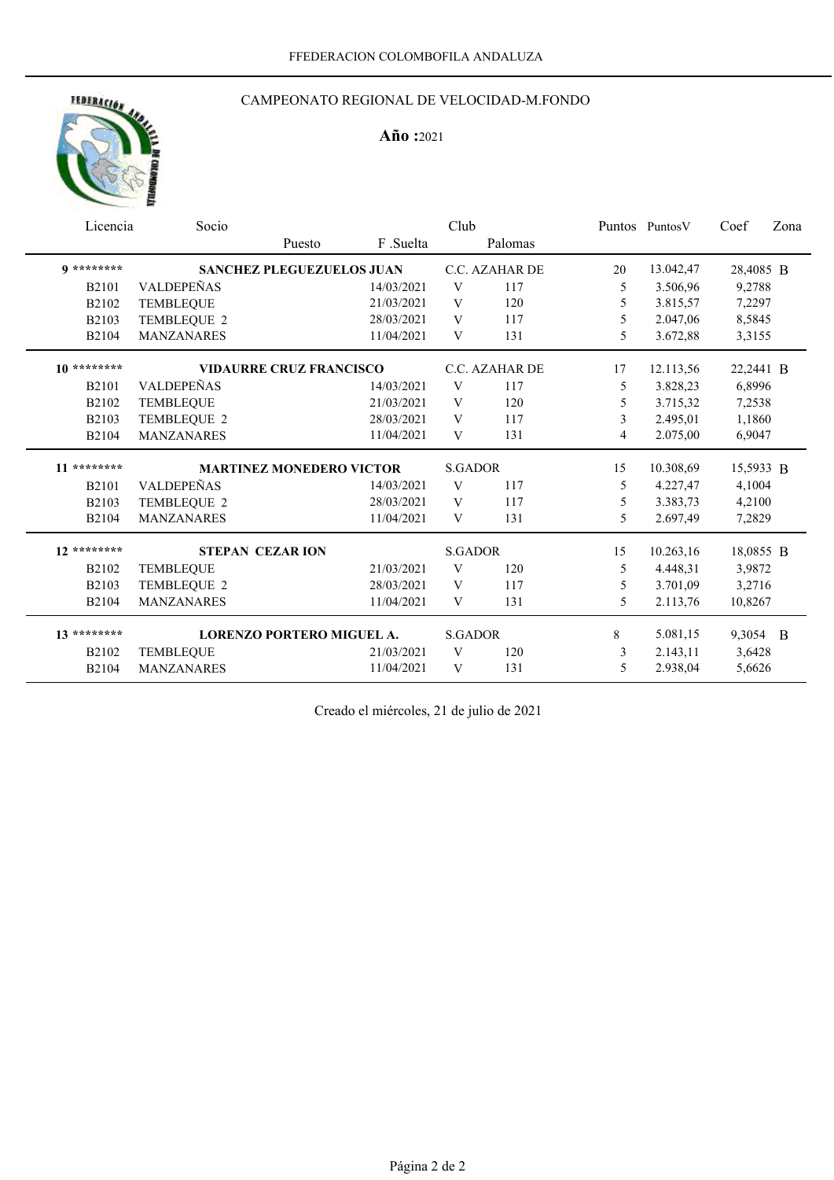CAMPEONATO REGIONAL DE VELOCIDAD-M.FONDO

**Año :**2021

| Licencia | Socio / Puesto | F .Suelta | Club | Palomas | Puntos | PuntosV | Coef | Zona |
|---|---|---|---|---|---|---|---|---|
| **9** ******** | **SANCHEZ PLEGUEZUELOS JUAN** | | C.C. AZAHAR DE | | 20 | 13.042,47 | 28,4085 | B |
| B2101 | VALDEPEÑAS | 14/03/2021 | V | 117 | 5 | 3.506,96 | 9,2788 | |
| B2102 | TEMBLEQUE | 21/03/2021 | V | 120 | 5 | 3.815,57 | 7,2297 | |
| B2103 | TEMBLEQUE 2 | 28/03/2021 | V | 117 | 5 | 2.047,06 | 8,5845 | |
| B2104 | MANZANARES | 11/04/2021 | V | 131 | 5 | 3.672,88 | 3,3155 | |
| **10** ******** | **VIDAURRE CRUZ FRANCISCO** | | C.C. AZAHAR DE | | 17 | 12.113,56 | 22,2441 | B |
| B2101 | VALDEPEÑAS | 14/03/2021 | V | 117 | 5 | 3.828,23 | 6,8996 | |
| B2102 | TEMBLEQUE | 21/03/2021 | V | 120 | 5 | 3.715,32 | 7,2538 | |
| B2103 | TEMBLEQUE 2 | 28/03/2021 | V | 117 | 3 | 2.495,01 | 1,1860 | |
| B2104 | MANZANARES | 11/04/2021 | V | 131 | 4 | 2.075,00 | 6,9047 | |
| **11** ******** | **MARTINEZ MONEDERO VICTOR** | | S.GADOR | | 15 | 10.308,69 | 15,5933 | B |
| B2101 | VALDEPEÑAS | 14/03/2021 | V | 117 | 5 | 4.227,47 | 4,1004 | |
| B2103 | TEMBLEQUE 2 | 28/03/2021 | V | 117 | 5 | 3.383,73 | 4,2100 | |
| B2104 | MANZANARES | 11/04/2021 | V | 131 | 5 | 2.697,49 | 7,2829 | |
| **12** ******** | **STEPAN CEZAR ION** | | S.GADOR | | 15 | 10.263,16 | 18,0855 | B |
| B2102 | TEMBLEQUE | 21/03/2021 | V | 120 | 5 | 4.448,31 | 3,9872 | |
| B2103 | TEMBLEQUE 2 | 28/03/2021 | V | 117 | 5 | 3.701,09 | 3,2716 | |
| B2104 | MANZANARES | 11/04/2021 | V | 131 | 5 | 2.113,76 | 10,8267 | |
| **13** ******** | **LORENZO PORTERO MIGUEL A.** | | S.GADOR | | 8 | 5.081,15 | 9,3054 | B |
| B2102 | TEMBLEQUE | 21/03/2021 | V | 120 | 3 | 2.143,11 | 3,6428 | |
| B2104 | MANZANARES | 11/04/2021 | V | 131 | 5 | 2.938,04 | 5,6626 | |

Creado el miércoles, 21 de julio de 2021